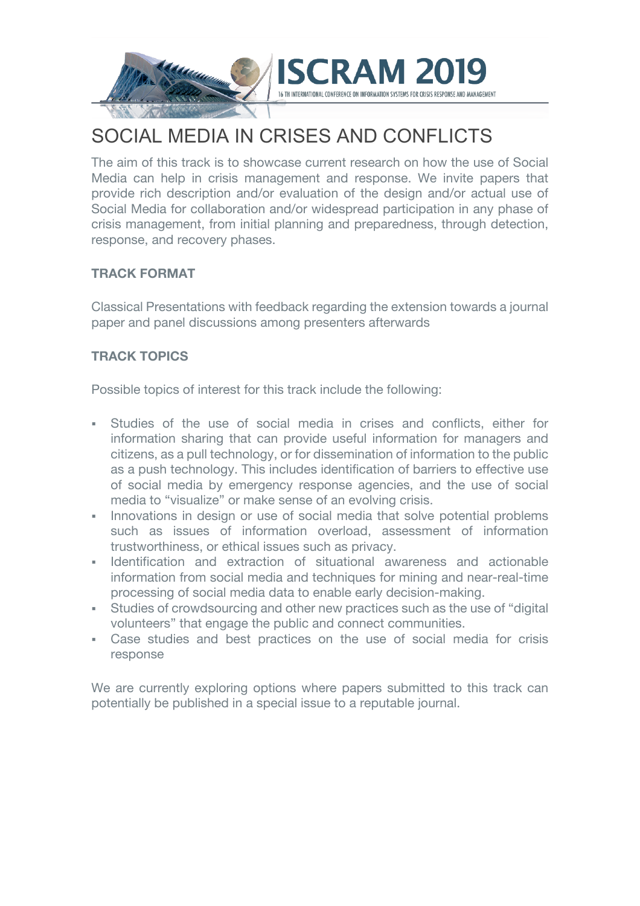# SOCIAL MEDIA IN CRISES AND CONFLICTS

The aim of this track is to showcase current research on how the use of Social Media can help in crisis management and response. We invite papers that provide rich description and/or evaluation of the design and/or actual use of Social Media for collaboration and/or widespread participation in any phase of crisis management, from initial planning and preparedness, through detection, response, and recovery phases.

## TRACK FORMAT

Classical Presentations with feedback regarding the extension towards a journal paper and panel discussions among presenters afterwards

## TRACK TOPICS

Possible topics of interest for this track include the following:

- Studies of the use of social media in crises and conflicts, either for information sharing that can provide useful information for managers and citizens, as a pull technology, or for dissemination of information to the public as a push technology. This includes identification of barriers to effective use of social media by emergency response agencies, and the use of social media to "visualize" or make sense of an evolving crisis.
- Innovations in design or use of social media that solve potential problems such as issues of information overload, assessment of information trustworthiness, or ethical issues such as privacy.
- Identification and extraction of situational awareness and actionable information from social media and techniques for mining and near-real-time processing of social media data to enable early decision-making.
- Studies of crowdsourcing and other new practices such as the use of "digital volunteers" that engage the public and connect communities.
- Case studies and best practices on the use of social media for crisis response

We are currently exploring options where papers submitted to this track can potentially be published in a special issue to a reputable journal.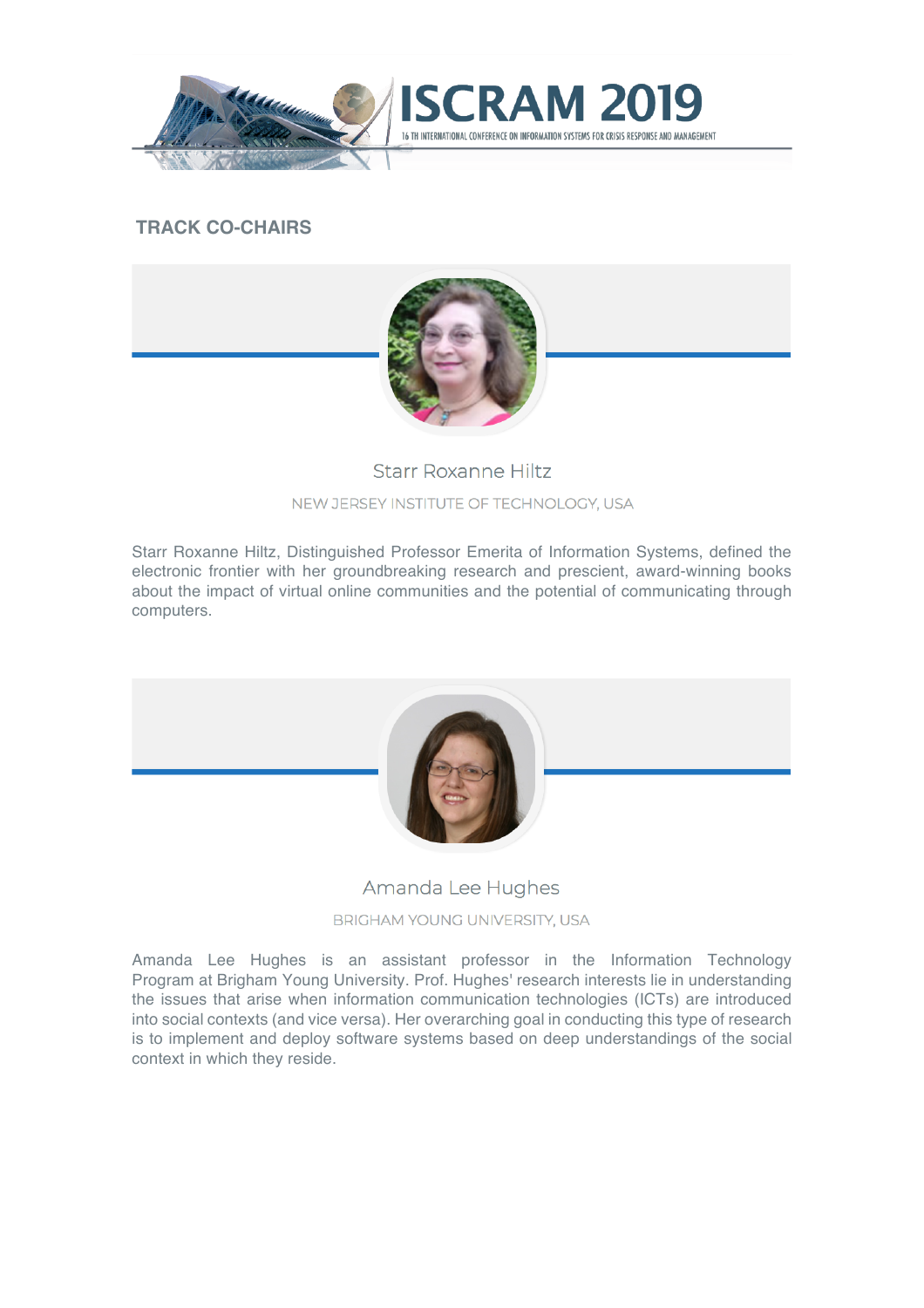## TRACK CO-CHAIRS

### Starr Roxanne Hiltz

NEW JERSEY INSTITUTE OF TECHNOLOGY, USA

Starr Roxanne Hiltz, Distinguished Professor Emerita of Information Systems, defined the electronic frontier with her groundbreaking research and prescient, award-winning books about the impact of virtual online communities and the potential of communicating through computers.

### Amanda Lee Hughes

BRIGHAM YOUNG UNIVERSITY, USA

Amanda Lee Hughes is an assistant professor in the Information Technology Program at Brigham Young University. Prof. Hughes' research interests lie in understanding the issues that arise when information communication technologies (ICTs) are introduced into social contexts (and vice versa). Her overarching goal in conducting this type of research is to implement and deploy software systems based on deep understandings of the social context in which they reside.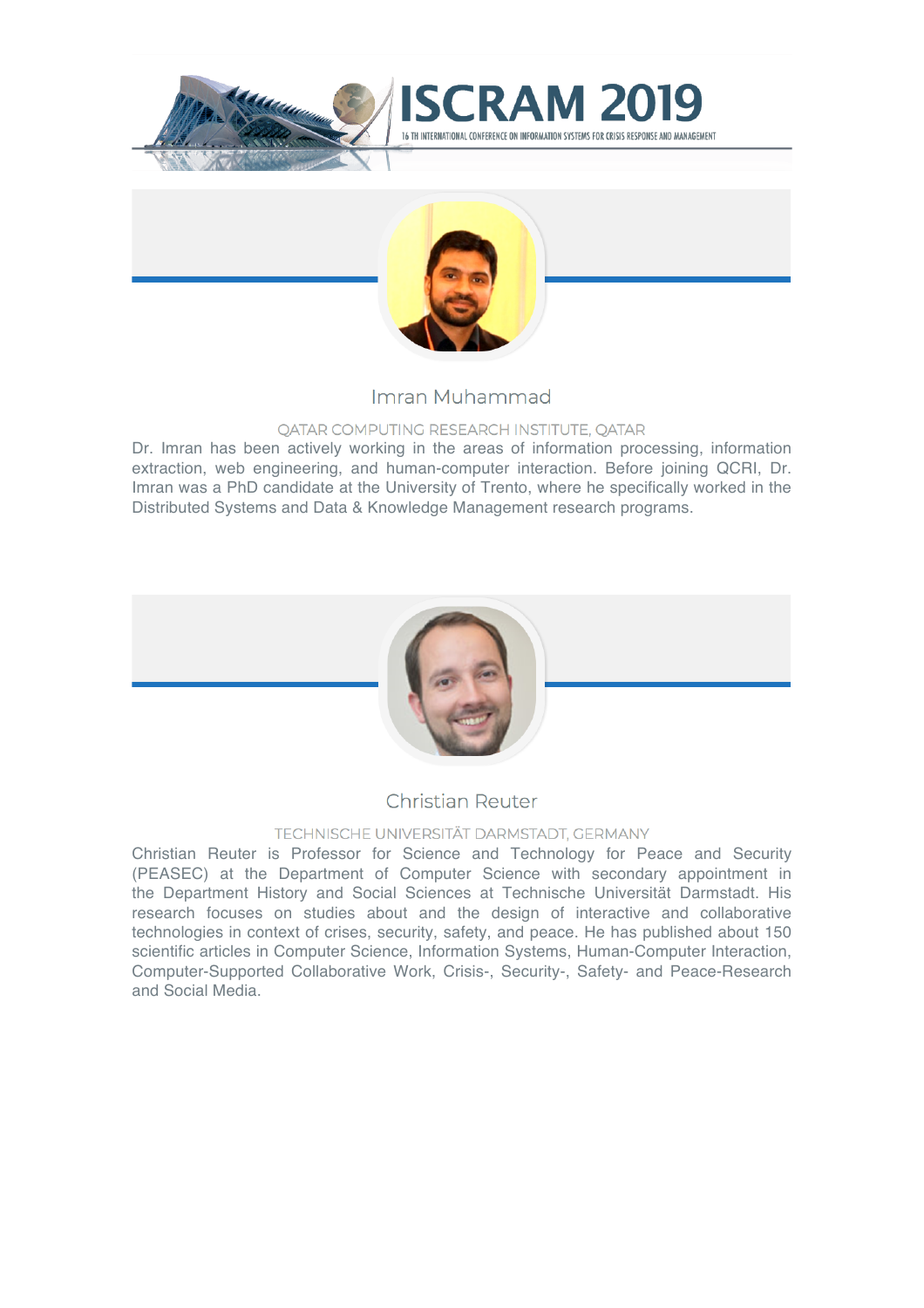## Imran Muhammad

QATAR COMPUTING RESEARCH INSTITUTE, QATAR

Dr. Imran has been actively working in the areas of information processing, information extraction, web engineering, and human-computer interaction. Before joining QCRI, Dr. Imran was a PhD candidate at the University of Trento, where he specifically worked in the Distributed Systems and Data & Knowledge Management research programs.

## Christian Reuter

TECHNISCHE UNIVERSITÄT DARMSTADT, GERMANY

Christian Reuter is Professor for Science and Technology for Peace and Security (PEASEC) at the Department of Computer Science with secondary appointment in the Department History and Social Sciences at Technische Universität Darmstadt. His research focuses on studies about and the design of interactive and collaborative technologies in context of crises, security, safety, and peace. He has published about 150 scientific articles in Computer Science, Information Systems, Human-Computer Interaction, Computer-Supported Collaborative Work, Crisis-, Security-, Safety- and Peace-Research and Social Media.